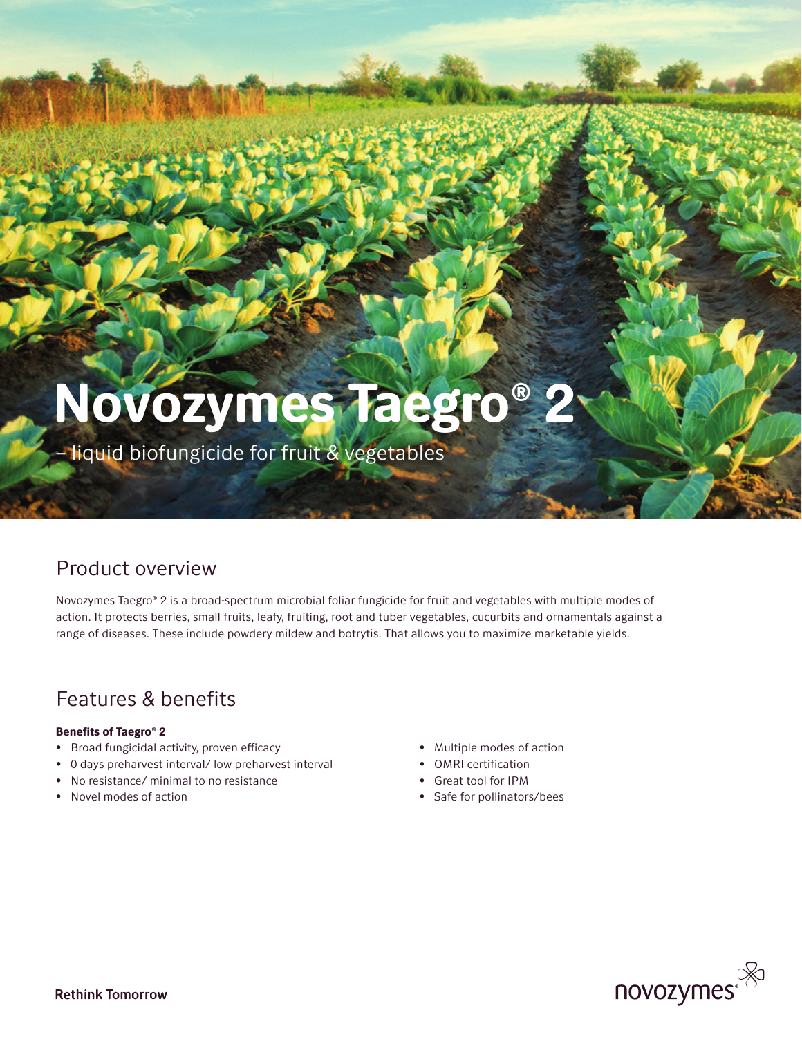# Novozymes Taegro® 2

– liquid biofungicide for fruit & vegetables

## Product overview

Novozymes Taegro® 2 is a broad-spectrum microbial foliar fungicide for fruit and vegetables with multiple modes of action. It protects berries, small fruits, leafy, fruiting, root and tuber vegetables, cucurbits and ornamentals against a range of diseases. These include powdery mildew and botrytis. That allows you to maximize marketable yields.

## Features & benefits

**Benefits of Taegro® 2**

- Broad fungicidal activity, proven efficacy
- 0 days preharvest interval/ low preharvest interval
- No resistance/ minimal to no resistance
- Novel modes of action
- Multiple modes of action
- OMRI certification
- Great tool for IPM
- Safe for pollinators/bees

Rethink Tomorrow

novozymes®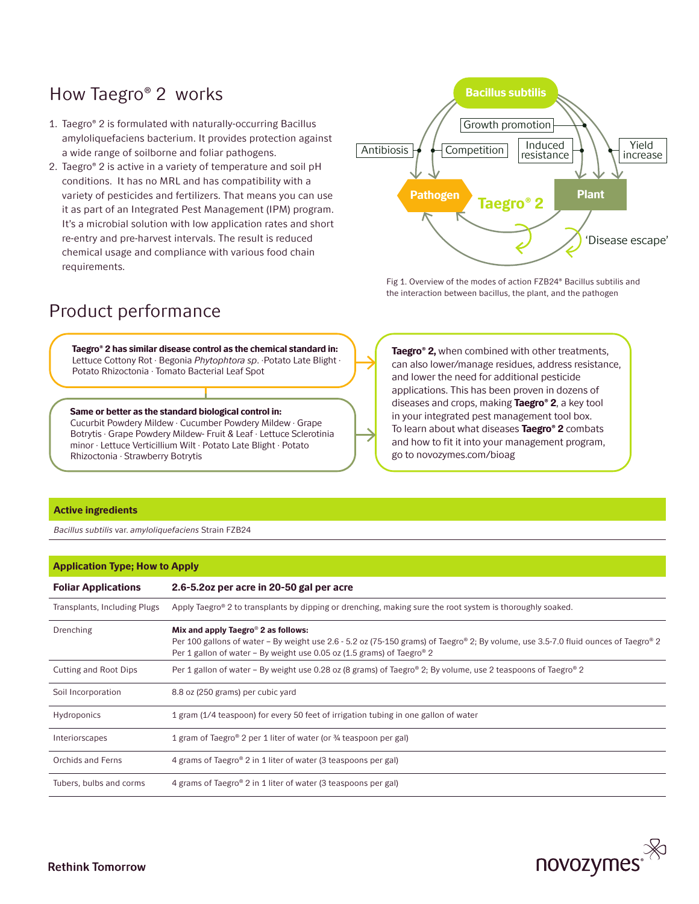## How Taegro® 2 works

1. Taegro® 2 is formulated with naturally-occurring Bacillus amyloliquefaciens bacterium. It provides protection against a wide range of soilborne and foliar pathogens.
2. Taegro® 2 is active in a variety of temperature and soil pH conditions. It has no MRL and has compatibility with a variety of pesticides and fertilizers. That means you can use it as part of an Integrated Pest Management (IPM) program. It's a microbial solution with low application rates and short re-entry and pre-harvest intervals. The result is reduced chemical usage and compliance with various food chain requirements.

Bacillus subtilis · Growth promotion · Antibiosis · Competition · Induced resistance · Yield increase · Pathogen · Taegro® 2 · Plant · 'Disease escape'

Fig 1. Overview of the modes of action FZB24® Bacillus subtilis and the interaction between bacillus, the plant, and the pathogen

## Product performance

**Taegro® 2 has similar disease control as the chemical standard in:** Lettuce Cottony Rot · Begonia *Phytophtora sp*. ·Potato Late Blight · Potato Rhizoctonia · Tomato Bacterial Leaf Spot

**Same or better as the standard biological control in:** Cucurbit Powdery Mildew · Cucumber Powdery Mildew · Grape Botrytis · Grape Powdery Mildew- Fruit & Leaf · Lettuce Sclerotinia minor · Lettuce Verticillium Wilt · Potato Late Blight · Potato Rhizoctonia · Strawberry Botrytis

**Taegro® 2,** when combined with other treatments, can also lower/manage residues, address resistance, and lower the need for additional pesticide applications. This has been proven in dozens of diseases and crops, making **Taegro® 2**, a key tool in your integrated pest management tool box. To learn about what diseases **Taegro® 2** combats and how to fit it into your management program, go to novozymes.com/bioag

### Active ingredients

*Bacillus subtilis* var. *amyloliquefaciens* Strain FZB24

### Application Type; How to Apply

| **Foliar Applications** | **2.6-5.2oz per acre in 20-50 gal per acre** |
|---|---|
| Transplants, Including Plugs | Apply Taegro® 2 to transplants by dipping or drenching, making sure the root system is thoroughly soaked. |
| Drenching | **Mix and apply Taegro® 2 as follows:**<br>Per 100 gallons of water – By weight use 2.6 - 5.2 oz (75-150 grams) of Taegro® 2; By volume, use 3.5-7.0 fluid ounces of Taegro® 2<br>Per 1 gallon of water – By weight use 0.05 oz (1.5 grams) of Taegro® 2 |
| Cutting and Root Dips | Per 1 gallon of water – By weight use 0.28 oz (8 grams) of Taegro® 2; By volume, use 2 teaspoons of Taegro® 2 |
| Soil Incorporation | 8.8 oz (250 grams) per cubic yard |
| Hydroponics | 1 gram (1/4 teaspoon) for every 50 feet of irrigation tubing in one gallon of water |
| Interiorscapes | 1 gram of Taegro® 2 per 1 liter of water (or ¾ teaspoon per gal) |
| Orchids and Ferns | 4 grams of Taegro® 2 in 1 liter of water (3 teaspoons per gal) |
| Tubers, bulbs and corms | 4 grams of Taegro® 2 in 1 liter of water (3 teaspoons per gal) |

**Rethink Tomorrow**

novozymes®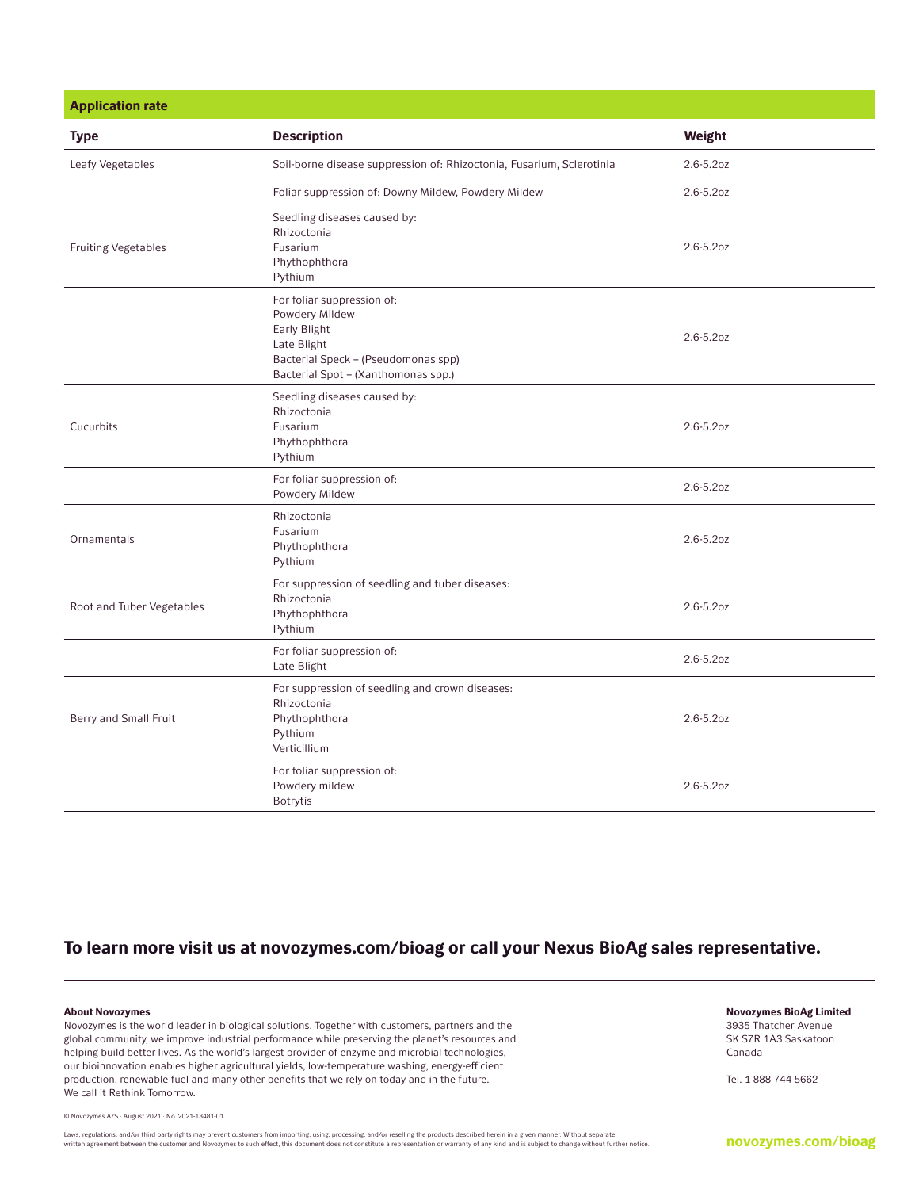## Application rate

| Type | Description | Weight |
|---|---|---|
| Leafy Vegetables | Soil-borne disease suppression of: Rhizoctonia, Fusarium, Sclerotinia | 2.6-5.2oz |
| | Foliar suppression of: Downy Mildew, Powdery Mildew | 2.6-5.2oz |
| Fruiting Vegetables | Seedling diseases caused by:<br>Rhizoctonia<br>Fusarium<br>Phythophthora<br>Pythium | 2.6-5.2oz |
| | For foliar suppression of:<br>Powdery Mildew<br>Early Blight<br>Late Blight<br>Bacterial Speck – (Pseudomonas spp)<br>Bacterial Spot – (Xanthomonas spp.) | 2.6-5.2oz |
| Cucurbits | Seedling diseases caused by:<br>Rhizoctonia<br>Fusarium<br>Phythophthora<br>Pythium | 2.6-5.2oz |
| | For foliar suppression of:<br>Powdery Mildew | 2.6-5.2oz |
| Ornamentals | Rhizoctonia<br>Fusarium<br>Phythophthora<br>Pythium | 2.6-5.2oz |
| Root and Tuber Vegetables | For suppression of seedling and tuber diseases:<br>Rhizoctonia<br>Phythophthora<br>Pythium | 2.6-5.2oz |
| | For foliar suppression of:<br>Late Blight | 2.6-5.2oz |
| Berry and Small Fruit | For suppression of seedling and crown diseases:<br>Rhizoctonia<br>Phythophthora<br>Pythium<br>Verticillium | 2.6-5.2oz |
| | For foliar suppression of:<br>Powdery mildew<br>Botrytis | 2.6-5.2oz |

## To learn more visit us at novozymes.com/bioag or call your Nexus BioAg sales representative.

**About Novozymes**
Novozymes is the world leader in biological solutions. Together with customers, partners and the global community, we improve industrial performance while preserving the planet's resources and helping build better lives. As the world's largest provider of enzyme and microbial technologies, our bioinnovation enables higher agricultural yields, low-temperature washing, energy-efficient production, renewable fuel and many other benefits that we rely on today and in the future. We call it Rethink Tomorrow.

**Novozymes BioAg Limited**
3935 Thatcher Avenue
SK S7R 1A3 Saskatoon
Canada

Tel. 1 888 744 5662

© Novozymes A/S · August 2021 · No. 2021-13481-01

Laws, regulations, and/or third party rights may prevent customers from importing, using, processing, and/or reselling the products described herein in a given manner. Without separate, written agreement between the customer and Novozymes to such effect, this document does not constitute a representation or warranty of any kind and is subject to change without further notice.

novozymes.com/bioag